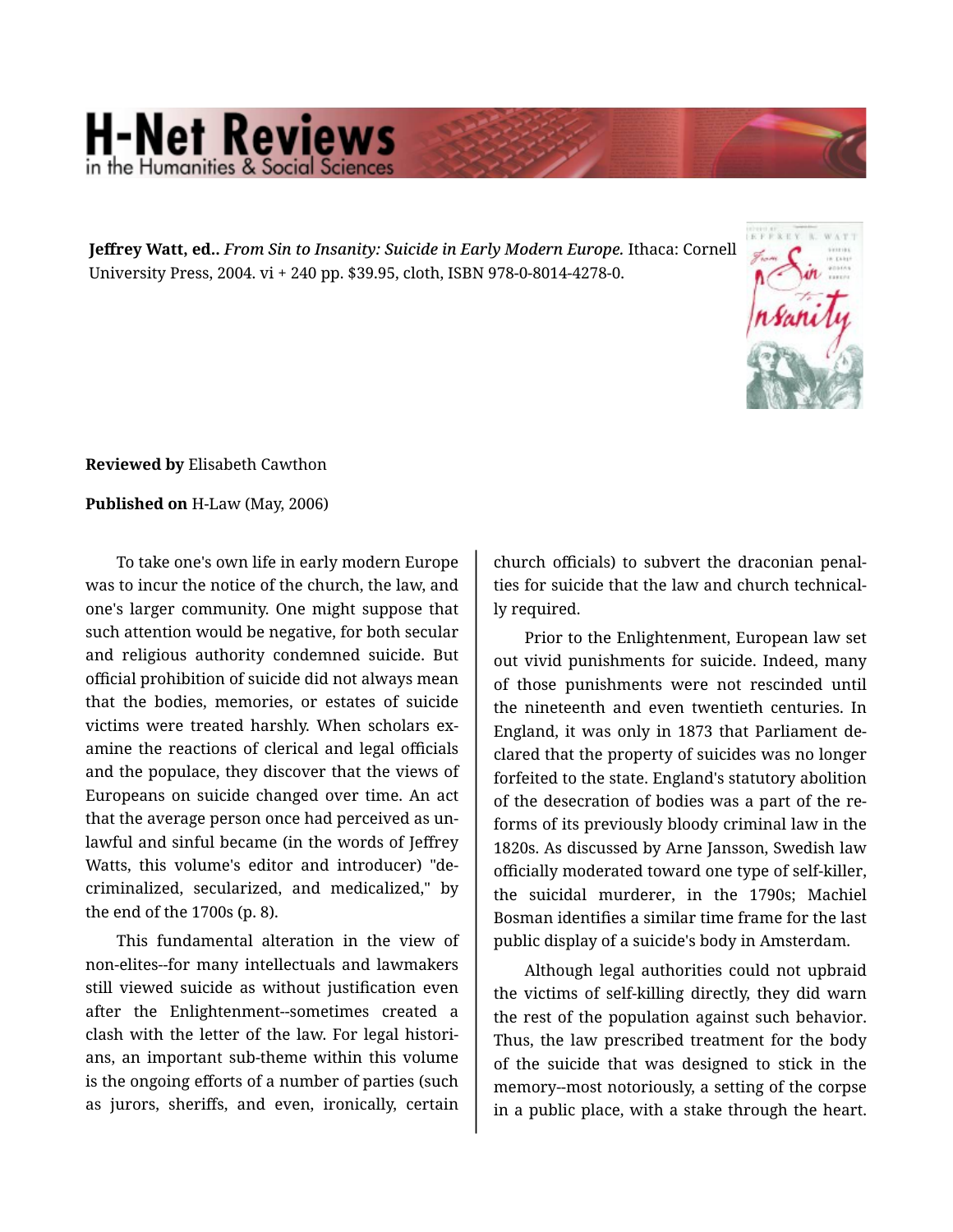**Jeffrey Watt, ed..** *From Sin to Insanity: Suicide in Early Modern Europe.* Ithaca: Cornell University Press, 2004. vi + 240 pp. $39.95, cloth, ISBN 978-0-8014-4278-0.

**Reviewed by** Elisabeth Cawthon

**Published on** H-Law (May, 2006)

To take one's own life in early modern Europe was to incur the notice of the church, the law, and one's larger community. One might suppose that such attention would be negative, for both secular and religious authority condemned suicide. But official prohibition of suicide did not always mean that the bodies, memories, or estates of suicide victims were treated harshly. When scholars examine the reactions of clerical and legal officials and the populace, they discover that the views of Europeans on suicide changed over time. An act that the average person once had perceived as unlawful and sinful became (in the words of Jeffrey Watts, this volume's editor and introducer) "decriminalized, secularized, and medicalized," by the end of the 1700s (p. 8).

This fundamental alteration in the view of non-elites--for many intellectuals and lawmakers still viewed suicide as without justification even after the Enlightenment--sometimes created a clash with the letter of the law. For legal historians, an important sub-theme within this volume is the ongoing efforts of a number of parties (such as jurors, sheriffs, and even, ironically, certain church officials) to subvert the draconian penalties for suicide that the law and church technically required.

Prior to the Enlightenment, European law set out vivid punishments for suicide. Indeed, many of those punishments were not rescinded until the nineteenth and even twentieth centuries. In England, it was only in 1873 that Parliament declared that the property of suicides was no longer forfeited to the state. England's statutory abolition of the desecration of bodies was a part of the reforms of its previously bloody criminal law in the 1820s. As discussed by Arne Jansson, Swedish law officially moderated toward one type of self-killer, the suicidal murderer, in the 1790s; Machiel Bosman identifies a similar time frame for the last public display of a suicide's body in Amsterdam.

Although legal authorities could not upbraid the victims of self-killing directly, they did warn the rest of the population against such behavior. Thus, the law prescribed treatment for the body of the suicide that was designed to stick in the memory--most notoriously, a setting of the corpse in a public place, with a stake through the heart.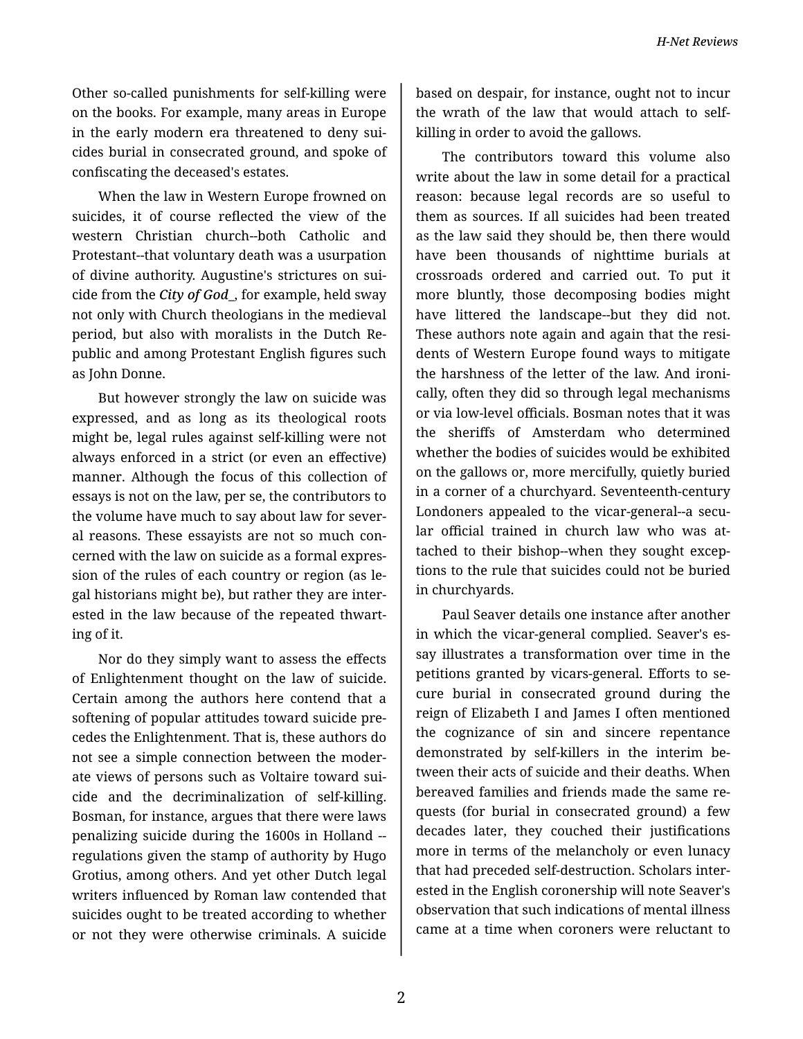Other so-called punishments for self-killing were on the books. For example, many areas in Europe in the early modern era threatened to deny suicides burial in consecrated ground, and spoke of confiscating the deceased's estates.

When the law in Western Europe frowned on suicides, it of course reflected the view of the western Christian church--both Catholic and Protestant--that voluntary death was a usurpation of divine authority. Augustine's strictures on suicide from the ***City of God**_*, for example, held sway not only with Church theologians in the medieval period, but also with moralists in the Dutch Republic and among Protestant English figures such as John Donne.

But however strongly the law on suicide was expressed, and as long as its theological roots might be, legal rules against self-killing were not always enforced in a strict (or even an effective) manner. Although the focus of this collection of essays is not on the law, per se, the contributors to the volume have much to say about law for several reasons. These essayists are not so much concerned with the law on suicide as a formal expression of the rules of each country or region (as legal historians might be), but rather they are interested in the law because of the repeated thwarting of it.

Nor do they simply want to assess the effects of Enlightenment thought on the law of suicide. Certain among the authors here contend that a softening of popular attitudes toward suicide precedes the Enlightenment. That is, these authors do not see a simple connection between the moderate views of persons such as Voltaire toward suicide and the decriminalization of self-killing. Bosman, for instance, argues that there were laws penalizing suicide during the 1600s in Holland --regulations given the stamp of authority by Hugo Grotius, among others. And yet other Dutch legal writers influenced by Roman law contended that suicides ought to be treated according to whether or not they were otherwise criminals. A suicide based on despair, for instance, ought not to incur the wrath of the law that would attach to self-killing in order to avoid the gallows.

The contributors toward this volume also write about the law in some detail for a practical reason: because legal records are so useful to them as sources. If all suicides had been treated as the law said they should be, then there would have been thousands of nighttime burials at crossroads ordered and carried out. To put it more bluntly, those decomposing bodies might have littered the landscape--but they did not. These authors note again and again that the residents of Western Europe found ways to mitigate the harshness of the letter of the law. And ironically, often they did so through legal mechanisms or via low-level officials. Bosman notes that it was the sheriffs of Amsterdam who determined whether the bodies of suicides would be exhibited on the gallows or, more mercifully, quietly buried in a corner of a churchyard. Seventeenth-century Londoners appealed to the vicar-general--a secular official trained in church law who was attached to their bishop--when they sought exceptions to the rule that suicides could not be buried in churchyards.

Paul Seaver details one instance after another in which the vicar-general complied. Seaver's essay illustrates a transformation over time in the petitions granted by vicars-general. Efforts to secure burial in consecrated ground during the reign of Elizabeth I and James I often mentioned the cognizance of sin and sincere repentance demonstrated by self-killers in the interim between their acts of suicide and their deaths. When bereaved families and friends made the same requests (for burial in consecrated ground) a few decades later, they couched their justifications more in terms of the melancholy or even lunacy that had preceded self-destruction. Scholars interested in the English coronership will note Seaver's observation that such indications of mental illness came at a time when coroners were reluctant to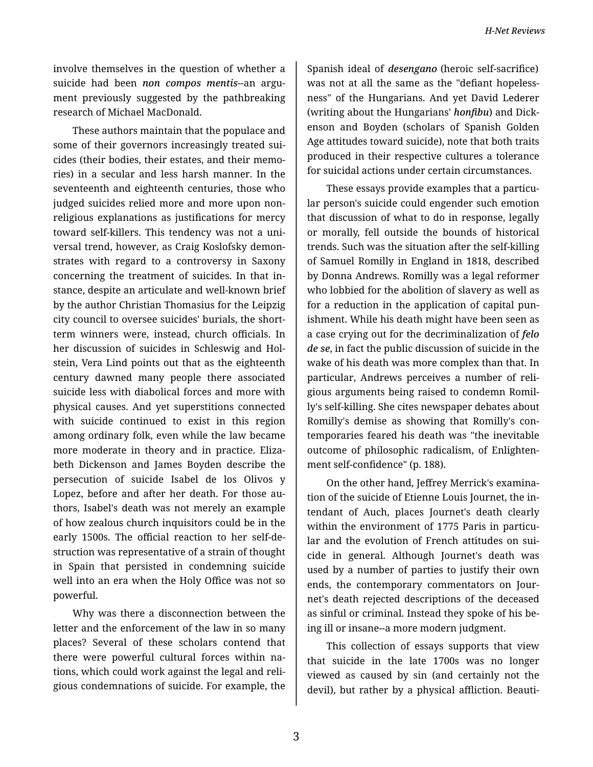involve themselves in the question of whether a suicide had been *non compos mentis*--an argument previously suggested by the pathbreaking research of Michael MacDonald.

These authors maintain that the populace and some of their governors increasingly treated suicides (their bodies, their estates, and their memories) in a secular and less harsh manner. In the seventeenth and eighteenth centuries, those who judged suicides relied more and more upon non-religious explanations as justifications for mercy toward self-killers. This tendency was not a universal trend, however, as Craig Koslofsky demonstrates with regard to a controversy in Saxony concerning the treatment of suicides. In that instance, despite an articulate and well-known brief by the author Christian Thomasius for the Leipzig city council to oversee suicides' burials, the short-term winners were, instead, church officials. In her discussion of suicides in Schleswig and Holstein, Vera Lind points out that as the eighteenth century dawned many people there associated suicide less with diabolical forces and more with physical causes. And yet superstitions connected with suicide continued to exist in this region among ordinary folk, even while the law became more moderate in theory and in practice. Elizabeth Dickenson and James Boyden describe the persecution of suicide Isabel de los Olivos y Lopez, before and after her death. For those authors, Isabel's death was not merely an example of how zealous church inquisitors could be in the early 1500s. The official reaction to her self-destruction was representative of a strain of thought in Spain that persisted in condemning suicide well into an era when the Holy Office was not so powerful.

Why was there a disconnection between the letter and the enforcement of the law in so many places? Several of these scholars contend that there were powerful cultural forces within nations, which could work against the legal and religious condemnations of suicide. For example, the Spanish ideal of *desengano* (heroic self-sacrifice) was not at all the same as the "defiant hopelessness" of the Hungarians. And yet David Lederer (writing about the Hungarians' *honfibu*) and Dickenson and Boyden (scholars of Spanish Golden Age attitudes toward suicide), note that both traits produced in their respective cultures a tolerance for suicidal actions under certain circumstances.

These essays provide examples that a particular person's suicide could engender such emotion that discussion of what to do in response, legally or morally, fell outside the bounds of historical trends. Such was the situation after the self-killing of Samuel Romilly in England in 1818, described by Donna Andrews. Romilly was a legal reformer who lobbied for the abolition of slavery as well as for a reduction in the application of capital punishment. While his death might have been seen as a case crying out for the decriminalization of *felo de se*, in fact the public discussion of suicide in the wake of his death was more complex than that. In particular, Andrews perceives a number of religious arguments being raised to condemn Romilly's self-killing. She cites newspaper debates about Romilly's demise as showing that Romilly's contemporaries feared his death was "the inevitable outcome of philosophic radicalism, of Enlightenment self-confidence" (p. 188).

On the other hand, Jeffrey Merrick's examination of the suicide of Etienne Louis Journet, the intendant of Auch, places Journet's death clearly within the environment of 1775 Paris in particular and the evolution of French attitudes on suicide in general. Although Journet's death was used by a number of parties to justify their own ends, the contemporary commentators on Journet's death rejected descriptions of the deceased as sinful or criminal. Instead they spoke of his being ill or insane--a more modern judgment.

This collection of essays supports that view that suicide in the late 1700s was no longer viewed as caused by sin (and certainly not the devil), but rather by a physical affliction. Beauti-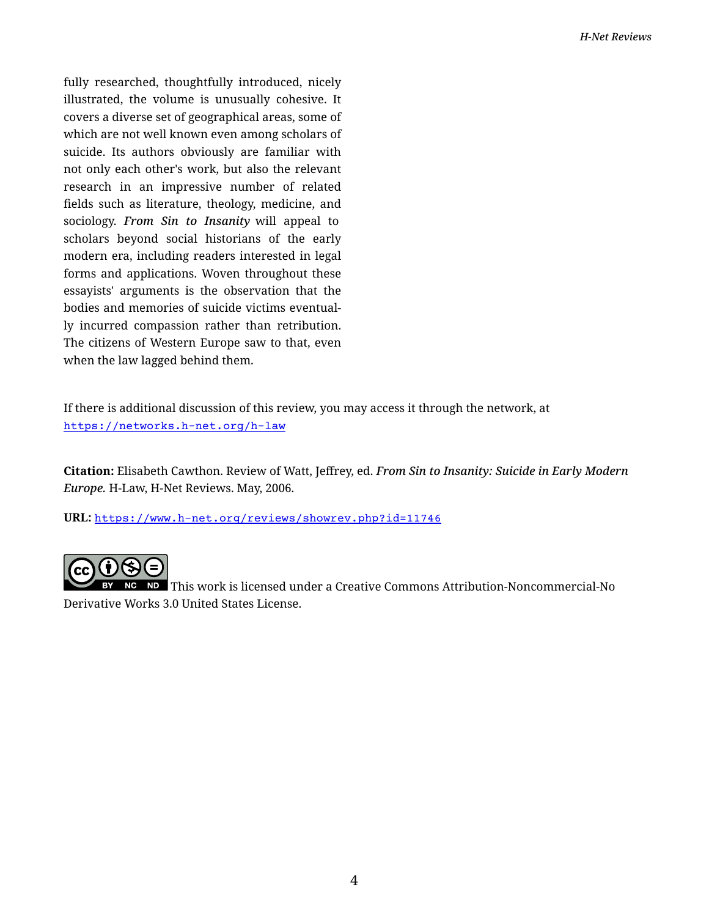fully researched, thoughtfully introduced, nicely illustrated, the volume is unusually cohesive. It covers a diverse set of geographical areas, some of which are not well known even among scholars of suicide. Its authors obviously are familiar with not only each other's work, but also the relevant research in an impressive number of related fields such as literature, theology, medicine, and sociology. *From Sin to Insanity* will appeal to scholars beyond social historians of the early modern era, including readers interested in legal forms and applications. Woven throughout these essayists' arguments is the observation that the bodies and memories of suicide victims eventually incurred compassion rather than retribution. The citizens of Western Europe saw to that, even when the law lagged behind them.

If there is additional discussion of this review, you may access it through the network, at https://networks.h-net.org/h-law

**Citation:** Elisabeth Cawthon. Review of Watt, Jeffrey, ed. *From Sin to Insanity: Suicide in Early Modern Europe.* H-Law, H-Net Reviews. May, 2006.

**URL:** https://www.h-net.org/reviews/showrev.php?id=11746

This work is licensed under a Creative Commons Attribution-Noncommercial-No Derivative Works 3.0 United States License.